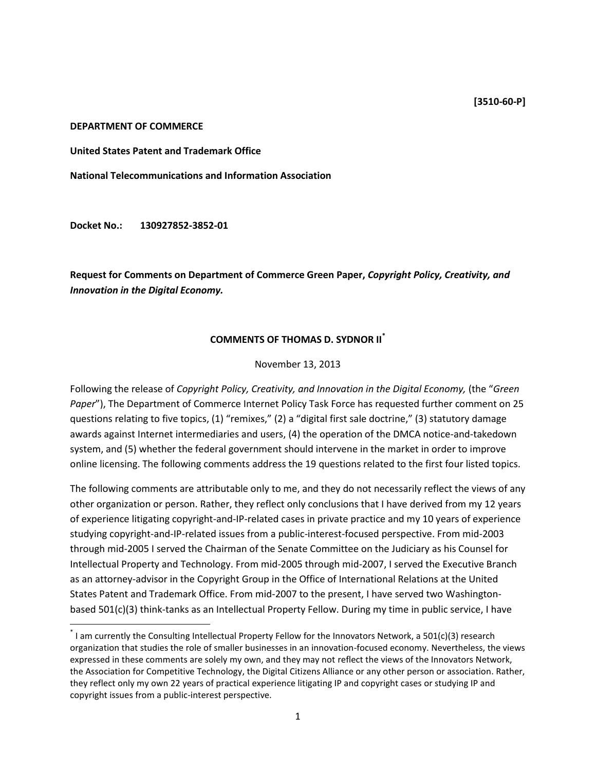**[3510-60-P]**

**DEPARTMENT OF COMMERCE**

**United States Patent and Trademark Office**

**National Telecommunications and Information Association**

**Docket No.: 130927852-3852-01**

**Request for Comments on Department of Commerce Green Paper, *Copyright Policy, Creativity, and Innovation in the Digital Economy.***

**COMMENTS OF THOMAS D. SYDNOR II[*]**

November 13, 2013

Following the release of *Copyright Policy, Creativity, and Innovation in the Digital Economy,* (the "*Green Paper*"), The Department of Commerce Internet Policy Task Force has requested further comment on 25 questions relating to five topics, (1) "remixes," (2) a "digital first sale doctrine," (3) statutory damage awards against Internet intermediaries and users, (4) the operation of the DMCA notice-and-takedown system, and (5) whether the federal government should intervene in the market in order to improve online licensing. The following comments address the 19 questions related to the first four listed topics.

The following comments are attributable only to me, and they do not necessarily reflect the views of any other organization or person. Rather, they reflect only conclusions that I have derived from my 12 years of experience litigating copyright-and-IP-related cases in private practice and my 10 years of experience studying copyright-and-IP-related issues from a public-interest-focused perspective. From mid-2003 through mid-2005 I served the Chairman of the Senate Committee on the Judiciary as his Counsel for Intellectual Property and Technology. From mid-2005 through mid-2007, I served the Executive Branch as an attorney-advisor in the Copyright Group in the Office of International Relations at the United States Patent and Trademark Office. From mid-2007 to the present, I have served two Washington-based 501(c)(3) think-tanks as an Intellectual Property Fellow. During my time in public service, I have

[*] I am currently the Consulting Intellectual Property Fellow for the Innovators Network, a 501(c)(3) research organization that studies the role of smaller businesses in an innovation-focused economy. Nevertheless, the views expressed in these comments are solely my own, and they may not reflect the views of the Innovators Network, the Association for Competitive Technology, the Digital Citizens Alliance or any other person or association. Rather, they reflect only my own 22 years of practical experience litigating IP and copyright cases or studying IP and copyright issues from a public-interest perspective.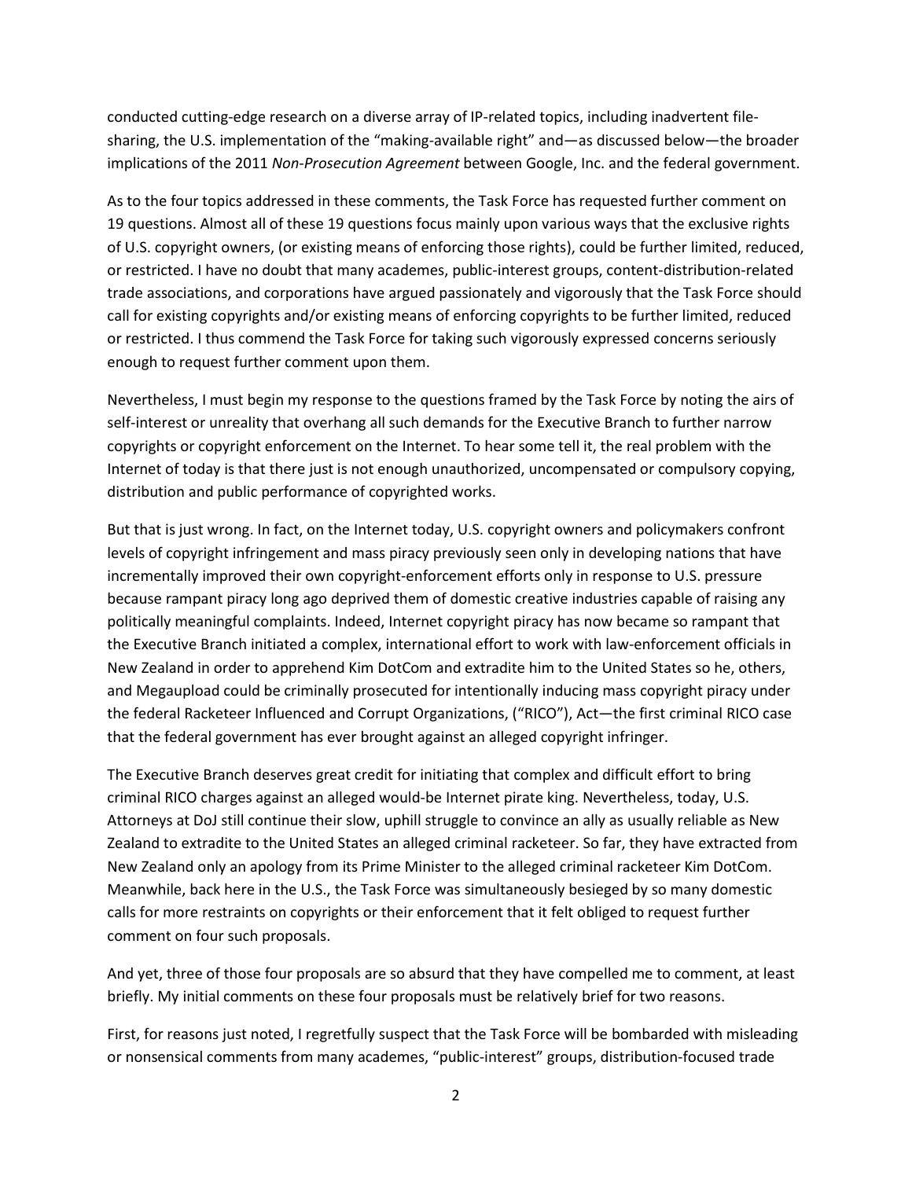conducted cutting-edge research on a diverse array of IP-related topics, including inadvertent file-sharing, the U.S. implementation of the "making-available right" and—as discussed below—the broader implications of the 2011 *Non-Prosecution Agreement* between Google, Inc. and the federal government.

As to the four topics addressed in these comments, the Task Force has requested further comment on 19 questions. Almost all of these 19 questions focus mainly upon various ways that the exclusive rights of U.S. copyright owners, (or existing means of enforcing those rights), could be further limited, reduced, or restricted. I have no doubt that many academes, public-interest groups, content-distribution-related trade associations, and corporations have argued passionately and vigorously that the Task Force should call for existing copyrights and/or existing means of enforcing copyrights to be further limited, reduced or restricted. I thus commend the Task Force for taking such vigorously expressed concerns seriously enough to request further comment upon them.

Nevertheless, I must begin my response to the questions framed by the Task Force by noting the airs of self-interest or unreality that overhang all such demands for the Executive Branch to further narrow copyrights or copyright enforcement on the Internet. To hear some tell it, the real problem with the Internet of today is that there just is not enough unauthorized, uncompensated or compulsory copying, distribution and public performance of copyrighted works.

But that is just wrong. In fact, on the Internet today, U.S. copyright owners and policymakers confront levels of copyright infringement and mass piracy previously seen only in developing nations that have incrementally improved their own copyright-enforcement efforts only in response to U.S. pressure because rampant piracy long ago deprived them of domestic creative industries capable of raising any politically meaningful complaints. Indeed, Internet copyright piracy has now became so rampant that the Executive Branch initiated a complex, international effort to work with law-enforcement officials in New Zealand in order to apprehend Kim DotCom and extradite him to the United States so he, others, and Megaupload could be criminally prosecuted for intentionally inducing mass copyright piracy under the federal Racketeer Influenced and Corrupt Organizations, ("RICO"), Act—the first criminal RICO case that the federal government has ever brought against an alleged copyright infringer.

The Executive Branch deserves great credit for initiating that complex and difficult effort to bring criminal RICO charges against an alleged would-be Internet pirate king. Nevertheless, today, U.S. Attorneys at DoJ still continue their slow, uphill struggle to convince an ally as usually reliable as New Zealand to extradite to the United States an alleged criminal racketeer. So far, they have extracted from New Zealand only an apology from its Prime Minister to the alleged criminal racketeer Kim DotCom. Meanwhile, back here in the U.S., the Task Force was simultaneously besieged by so many domestic calls for more restraints on copyrights or their enforcement that it felt obliged to request further comment on four such proposals.

And yet, three of those four proposals are so absurd that they have compelled me to comment, at least briefly. My initial comments on these four proposals must be relatively brief for two reasons.

First, for reasons just noted, I regretfully suspect that the Task Force will be bombarded with misleading or nonsensical comments from many academes, "public-interest" groups, distribution-focused trade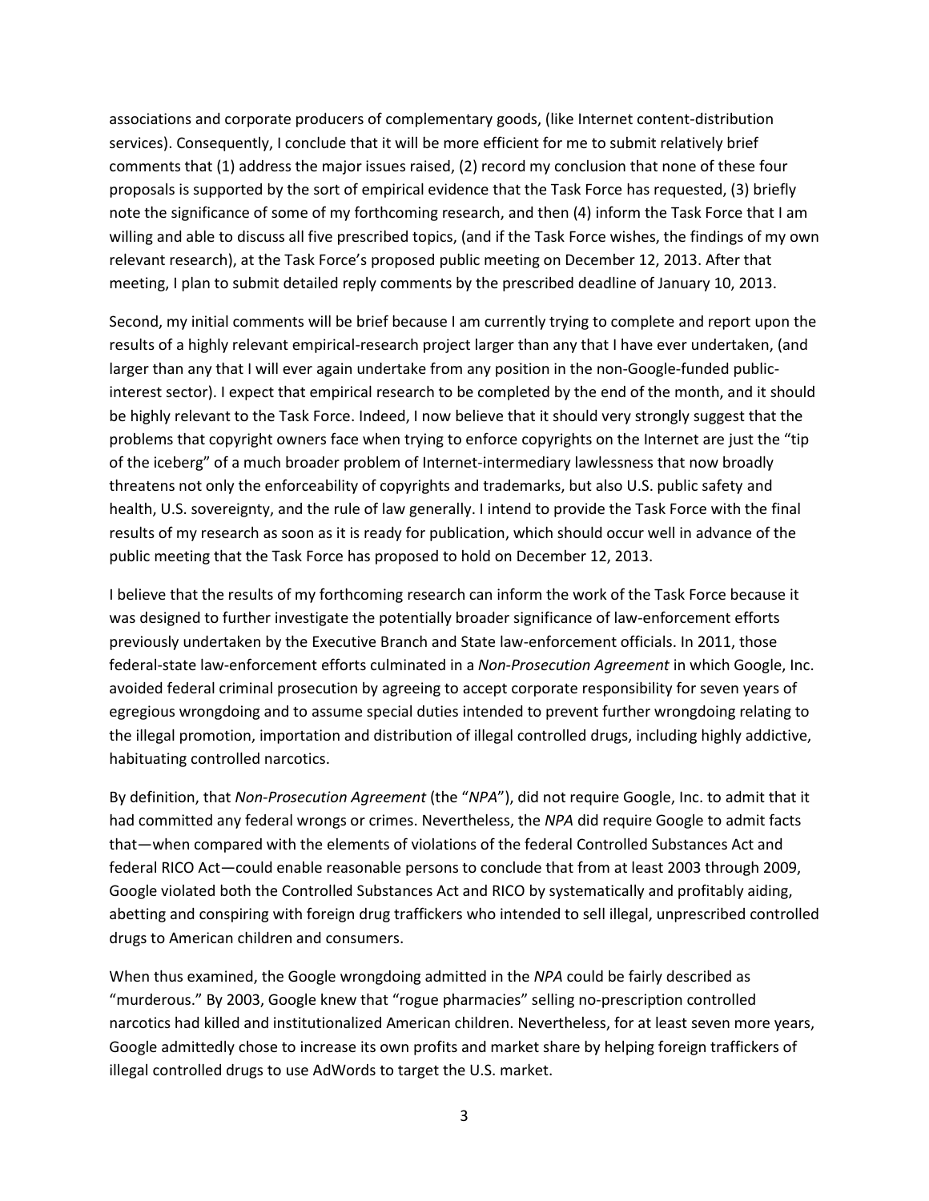associations and corporate producers of complementary goods, (like Internet content-distribution services). Consequently, I conclude that it will be more efficient for me to submit relatively brief comments that (1) address the major issues raised, (2) record my conclusion that none of these four proposals is supported by the sort of empirical evidence that the Task Force has requested, (3) briefly note the significance of some of my forthcoming research, and then (4) inform the Task Force that I am willing and able to discuss all five prescribed topics, (and if the Task Force wishes, the findings of my own relevant research), at the Task Force's proposed public meeting on December 12, 2013. After that meeting, I plan to submit detailed reply comments by the prescribed deadline of January 10, 2013.

Second, my initial comments will be brief because I am currently trying to complete and report upon the results of a highly relevant empirical-research project larger than any that I have ever undertaken, (and larger than any that I will ever again undertake from any position in the non-Google-funded public-interest sector). I expect that empirical research to be completed by the end of the month, and it should be highly relevant to the Task Force. Indeed, I now believe that it should very strongly suggest that the problems that copyright owners face when trying to enforce copyrights on the Internet are just the "tip of the iceberg" of a much broader problem of Internet-intermediary lawlessness that now broadly threatens not only the enforceability of copyrights and trademarks, but also U.S. public safety and health, U.S. sovereignty, and the rule of law generally. I intend to provide the Task Force with the final results of my research as soon as it is ready for publication, which should occur well in advance of the public meeting that the Task Force has proposed to hold on December 12, 2013.

I believe that the results of my forthcoming research can inform the work of the Task Force because it was designed to further investigate the potentially broader significance of law-enforcement efforts previously undertaken by the Executive Branch and State law-enforcement officials. In 2011, those federal-state law-enforcement efforts culminated in a *Non-Prosecution Agreement* in which Google, Inc. avoided federal criminal prosecution by agreeing to accept corporate responsibility for seven years of egregious wrongdoing and to assume special duties intended to prevent further wrongdoing relating to the illegal promotion, importation and distribution of illegal controlled drugs, including highly addictive, habituating controlled narcotics.

By definition, that *Non-Prosecution Agreement* (the "*NPA*"), did not require Google, Inc. to admit that it had committed any federal wrongs or crimes. Nevertheless, the *NPA* did require Google to admit facts that—when compared with the elements of violations of the federal Controlled Substances Act and federal RICO Act—could enable reasonable persons to conclude that from at least 2003 through 2009, Google violated both the Controlled Substances Act and RICO by systematically and profitably aiding, abetting and conspiring with foreign drug traffickers who intended to sell illegal, unprescribed controlled drugs to American children and consumers.

When thus examined, the Google wrongdoing admitted in the *NPA* could be fairly described as "murderous." By 2003, Google knew that "rogue pharmacies" selling no-prescription controlled narcotics had killed and institutionalized American children. Nevertheless, for at least seven more years, Google admittedly chose to increase its own profits and market share by helping foreign traffickers of illegal controlled drugs to use AdWords to target the U.S. market.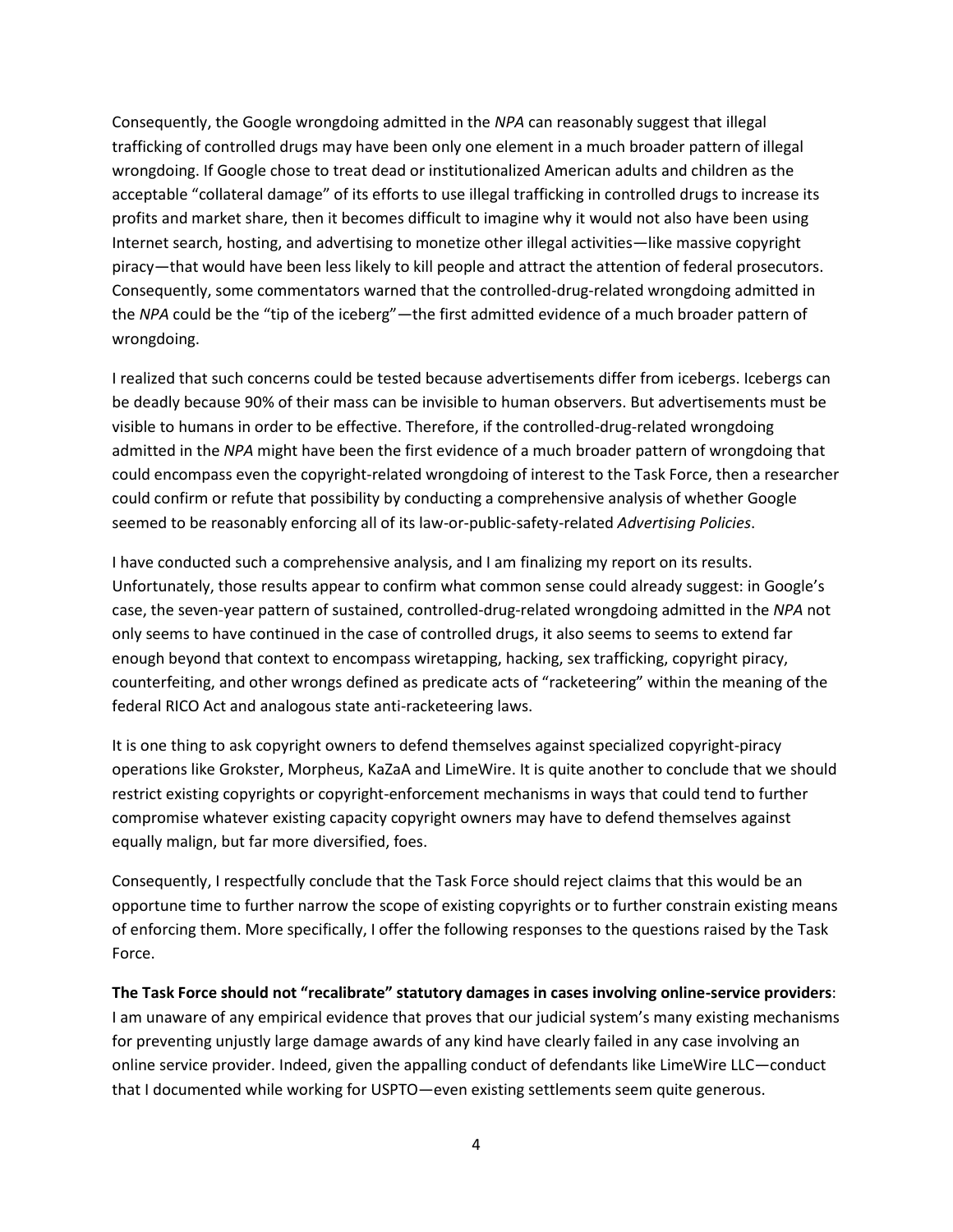Consequently, the Google wrongdoing admitted in the *NPA* can reasonably suggest that illegal trafficking of controlled drugs may have been only one element in a much broader pattern of illegal wrongdoing. If Google chose to treat dead or institutionalized American adults and children as the acceptable "collateral damage" of its efforts to use illegal trafficking in controlled drugs to increase its profits and market share, then it becomes difficult to imagine why it would not also have been using Internet search, hosting, and advertising to monetize other illegal activities—like massive copyright piracy—that would have been less likely to kill people and attract the attention of federal prosecutors. Consequently, some commentators warned that the controlled-drug-related wrongdoing admitted in the *NPA* could be the "tip of the iceberg"—the first admitted evidence of a much broader pattern of wrongdoing.

I realized that such concerns could be tested because advertisements differ from icebergs. Icebergs can be deadly because 90% of their mass can be invisible to human observers. But advertisements must be visible to humans in order to be effective. Therefore, if the controlled-drug-related wrongdoing admitted in the *NPA* might have been the first evidence of a much broader pattern of wrongdoing that could encompass even the copyright-related wrongdoing of interest to the Task Force, then a researcher could confirm or refute that possibility by conducting a comprehensive analysis of whether Google seemed to be reasonably enforcing all of its law-or-public-safety-related *Advertising Policies*.

I have conducted such a comprehensive analysis, and I am finalizing my report on its results. Unfortunately, those results appear to confirm what common sense could already suggest: in Google's case, the seven-year pattern of sustained, controlled-drug-related wrongdoing admitted in the *NPA* not only seems to have continued in the case of controlled drugs, it also seems to seems to extend far enough beyond that context to encompass wiretapping, hacking, sex trafficking, copyright piracy, counterfeiting, and other wrongs defined as predicate acts of "racketeering" within the meaning of the federal RICO Act and analogous state anti-racketeering laws.

It is one thing to ask copyright owners to defend themselves against specialized copyright-piracy operations like Grokster, Morpheus, KaZaA and LimeWire. It is quite another to conclude that we should restrict existing copyrights or copyright-enforcement mechanisms in ways that could tend to further compromise whatever existing capacity copyright owners may have to defend themselves against equally malign, but far more diversified, foes.

Consequently, I respectfully conclude that the Task Force should reject claims that this would be an opportune time to further narrow the scope of existing copyrights or to further constrain existing means of enforcing them. More specifically, I offer the following responses to the questions raised by the Task Force.

**The Task Force should not "recalibrate" statutory damages in cases involving online-service providers**: I am unaware of any empirical evidence that proves that our judicial system's many existing mechanisms for preventing unjustly large damage awards of any kind have clearly failed in any case involving an online service provider. Indeed, given the appalling conduct of defendants like LimeWire LLC—conduct that I documented while working for USPTO—even existing settlements seem quite generous.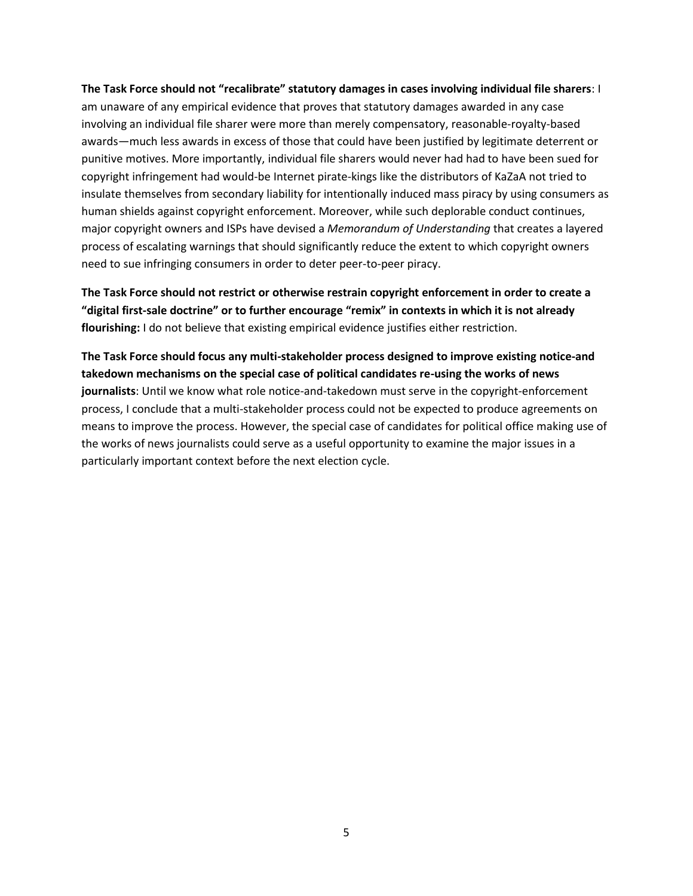**The Task Force should not "recalibrate" statutory damages in cases involving individual file sharers**: I am unaware of any empirical evidence that proves that statutory damages awarded in any case involving an individual file sharer were more than merely compensatory, reasonable-royalty-based awards—much less awards in excess of those that could have been justified by legitimate deterrent or punitive motives. More importantly, individual file sharers would never had had to have been sued for copyright infringement had would-be Internet pirate-kings like the distributors of KaZaA not tried to insulate themselves from secondary liability for intentionally induced mass piracy by using consumers as human shields against copyright enforcement. Moreover, while such deplorable conduct continues, major copyright owners and ISPs have devised a *Memorandum of Understanding* that creates a layered process of escalating warnings that should significantly reduce the extent to which copyright owners need to sue infringing consumers in order to deter peer-to-peer piracy.

**The Task Force should not restrict or otherwise restrain copyright enforcement in order to create a "digital first-sale doctrine" or to further encourage "remix" in contexts in which it is not already flourishing:** I do not believe that existing empirical evidence justifies either restriction.

**The Task Force should focus any multi-stakeholder process designed to improve existing notice-and takedown mechanisms on the special case of political candidates re-using the works of news journalists**: Until we know what role notice-and-takedown must serve in the copyright-enforcement process, I conclude that a multi-stakeholder process could not be expected to produce agreements on means to improve the process. However, the special case of candidates for political office making use of the works of news journalists could serve as a useful opportunity to examine the major issues in a particularly important context before the next election cycle.